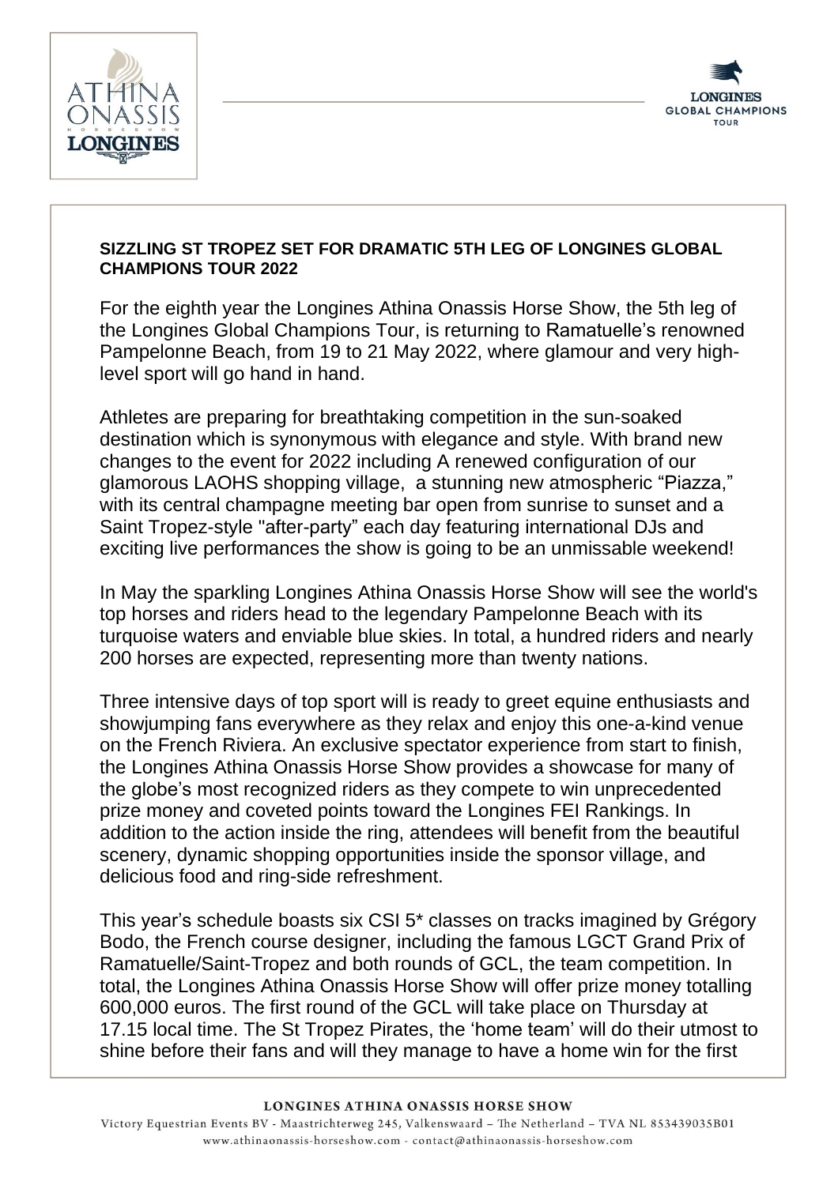**SIZZLING ST TROPEZ SET FOR DRAMATIC 5TH LEG OF LONGINES GLOBAL CHAMPIONS TOUR 2022**

For the eighth year the Longines Athina Onassis Horse Show, the 5th leg of the Longines Global Champions Tour, is returning to Ramatuelle's renowned Pampelonne Beach, from 19 to 21 May 2022, where glamour and very high-level sport will go hand in hand.

Athletes are preparing for breathtaking competition in the sun-soaked destination which is synonymous with elegance and style. With brand new changes to the event for 2022 including A renewed configuration of our glamorous LAOHS shopping village, a stunning new atmospheric "Piazza," with its central champagne meeting bar open from sunrise to sunset and a Saint Tropez-style "after-party" each day featuring international DJs and exciting live performances the show is going to be an unmissable weekend!

In May the sparkling Longines Athina Onassis Horse Show will see the world's top horses and riders head to the legendary Pampelonne Beach with its turquoise waters and enviable blue skies. In total, a hundred riders and nearly 200 horses are expected, representing more than twenty nations.

Three intensive days of top sport will is ready to greet equine enthusiasts and showjumping fans everywhere as they relax and enjoy this one-a-kind venue on the French Riviera. An exclusive spectator experience from start to finish, the Longines Athina Onassis Horse Show provides a showcase for many of the globe's most recognized riders as they compete to win unprecedented prize money and coveted points toward the Longines FEI Rankings. In addition to the action inside the ring, attendees will benefit from the beautiful scenery, dynamic shopping opportunities inside the sponsor village, and delicious food and ring-side refreshment.

This year's schedule boasts six CSI 5* classes on tracks imagined by Grégory Bodo, the French course designer, including the famous LGCT Grand Prix of Ramatuelle/Saint-Tropez and both rounds of GCL, the team competition. In total, the Longines Athina Onassis Horse Show will offer prize money totalling 600,000 euros. The first round of the GCL will take place on Thursday at 17.15 local time. The St Tropez Pirates, the 'home team' will do their utmost to shine before their fans and will they manage to have a home win for the first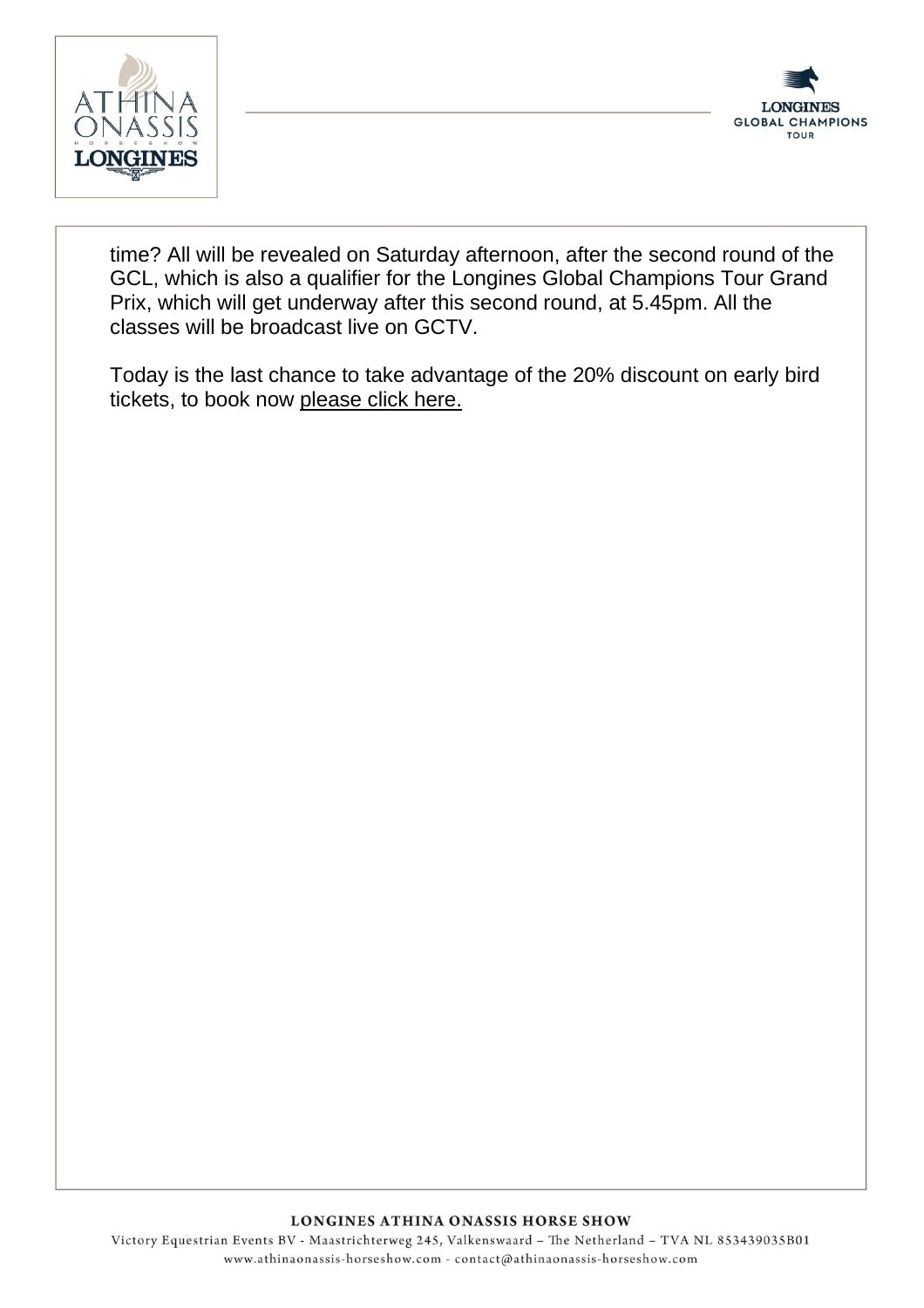time? All will be revealed on Saturday afternoon, after the second round of the GCL, which is also a qualifier for the Longines Global Champions Tour Grand Prix, which will get underway after this second round, at 5.45pm. All the classes will be broadcast live on GCTV.

Today is the last chance to take advantage of the 20% discount on early bird tickets, to book now please click here.